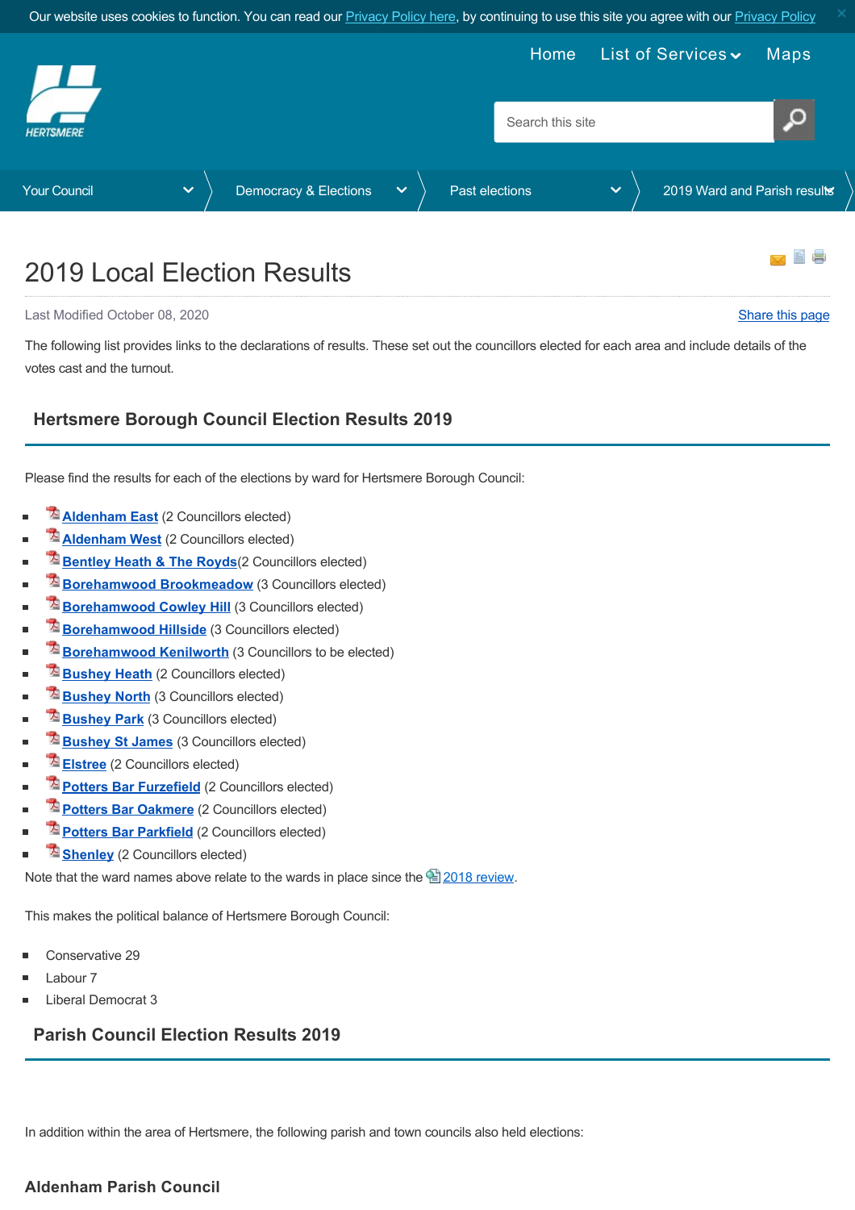# 2019 Local Election Results

Last Modified October 08, 2020

Share this page

The following list provides links to the declarations of results. These set out the councillors elected for each area and include details of the votes cast and the turnout.

## Hertsmere Borough Council Election Results 2019

Please find the results for each of the elections by ward for Hertsmere Borough Council:

- Aldenham East (2 Councillors elected)
- Aldenham West (2 Councillors elected)
- Bentley Heath & The Royds(2 Councillors elected)
- Borehamwood Brookmeadow (3 Councillors elected)
- Borehamwood Cowley Hill (3 Councillors elected)
- Borehamwood Hillside (3 Councillors elected)
- Borehamwood Kenilworth (3 Councillors to be elected)
- Bushey Heath (2 Councillors elected)
- Bushey North (3 Councillors elected)
- Bushey Park (3 Councillors elected)
- Bushey St James (3 Councillors elected)
- Elstree (2 Councillors elected)
- Potters Bar Furzefield (2 Councillors elected)
- Potters Bar Oakmere (2 Councillors elected)
- Potters Bar Parkfield (2 Councillors elected)
- Shenley (2 Councillors elected)

Note that the ward names above relate to the wards in place since the 2018 review.

This makes the political balance of Hertsmere Borough Council:

- Conservative 29
- Labour 7
- Liberal Democrat 3

## Parish Council Election Results 2019

In addition within the area of Hertsmere, the following parish and town councils also held elections:

### Aldenham Parish Council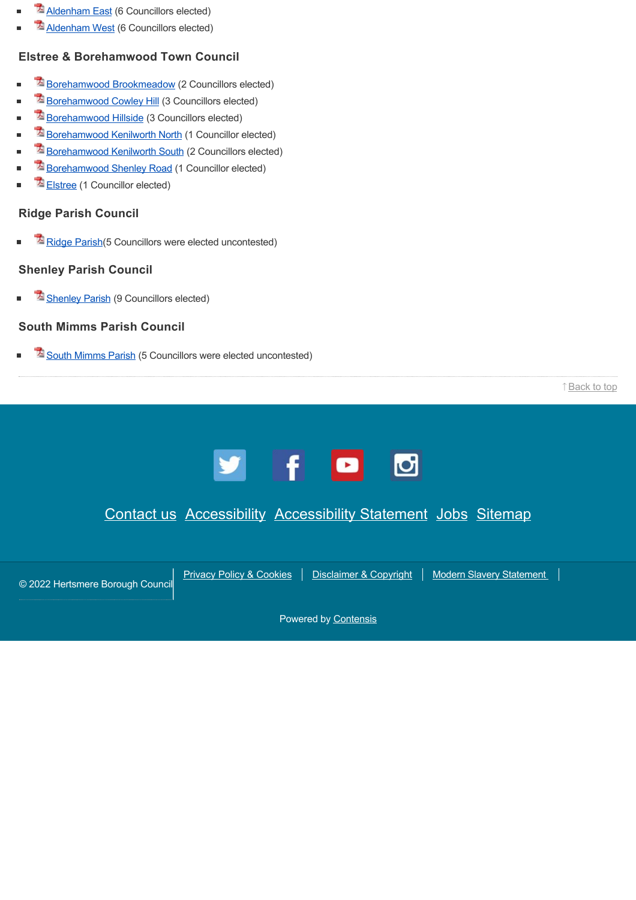- Aldenham East (6 Councillors elected)
- Aldenham West (6 Councillors elected)

### Elstree & Borehamwood Town Council

- Borehamwood Brookmeadow (2 Councillors elected)
- Borehamwood Cowley Hill (3 Councillors elected)
- Borehamwood Hillside (3 Councillors elected)
- Borehamwood Kenilworth North (1 Councillor elected)
- Borehamwood Kenilworth South (2 Councillors elected)
- Borehamwood Shenley Road (1 Councillor elected)
- Elstree (1 Councillor elected)

### Ridge Parish Council

- Ridge Parish(5 Councillors were elected uncontested)

### Shenley Parish Council

- Shenley Parish (9 Councillors elected)

### South Mimms Parish Council

- South Mimms Parish (5 Councillors were elected uncontested)

↑Back to top

Contact us Accessibility Accessibility Statement Jobs Sitemap

© 2022 Hertsmere Borough Council

Privacy Policy & Cookies | Disclaimer & Copyright | Modern Slavery Statement

Powered by Contensis